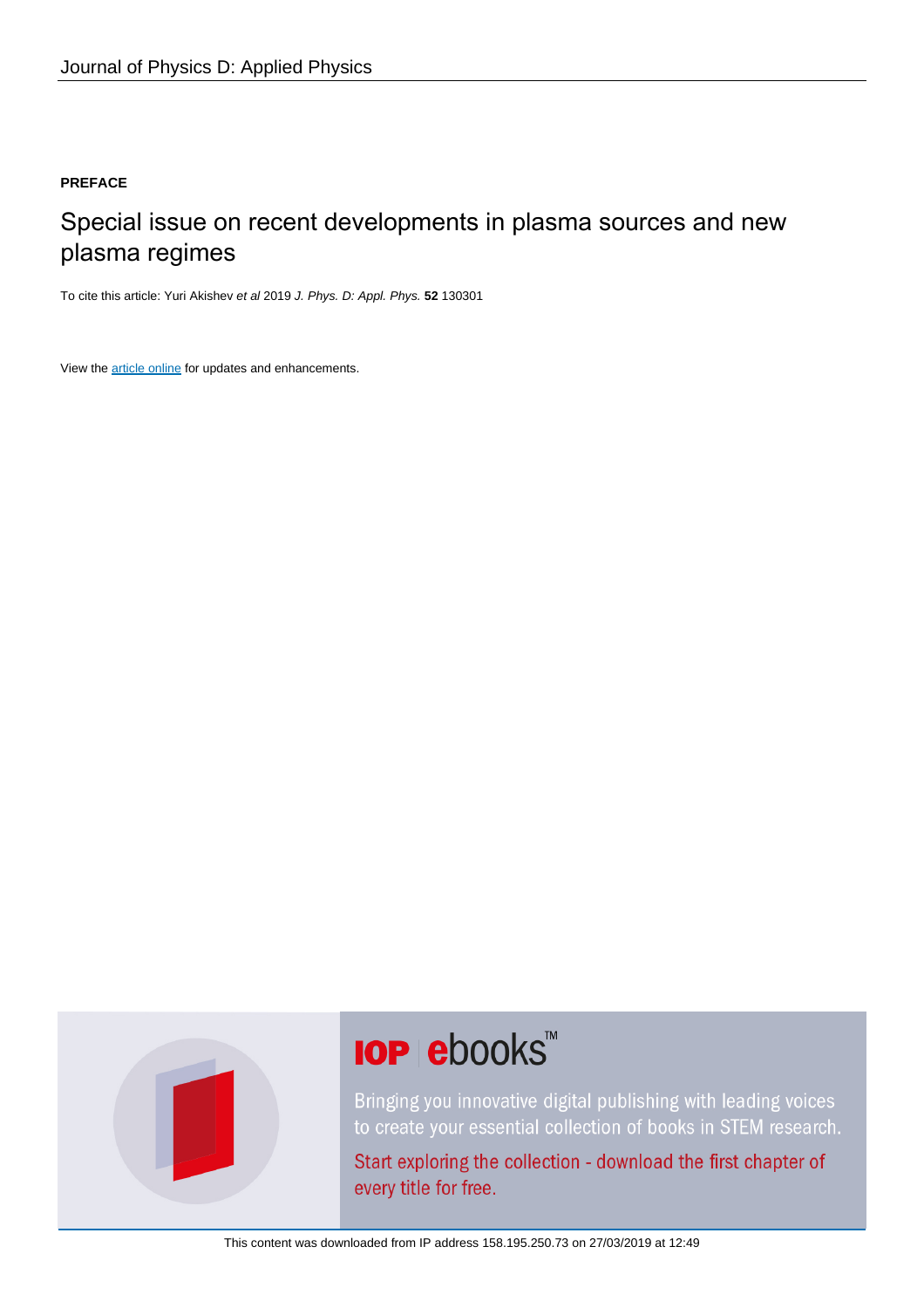Journal of Physics D: Applied Physics

**PREFACE**

# Special issue on recent developments in plasma sources and new plasma regimes

To cite this article: Yuri Akishev *et al* 2019 *J. Phys. D: Appl. Phys.* **52** 130301

View the article online for updates and enhancements.

**IOP ebooks™**

Bringing you innovative digital publishing with leading voices to create your essential collection of books in STEM research.

Start exploring the collection - download the first chapter of every title for free.

This content was downloaded from IP address 158.195.250.73 on 27/03/2019 at 12:49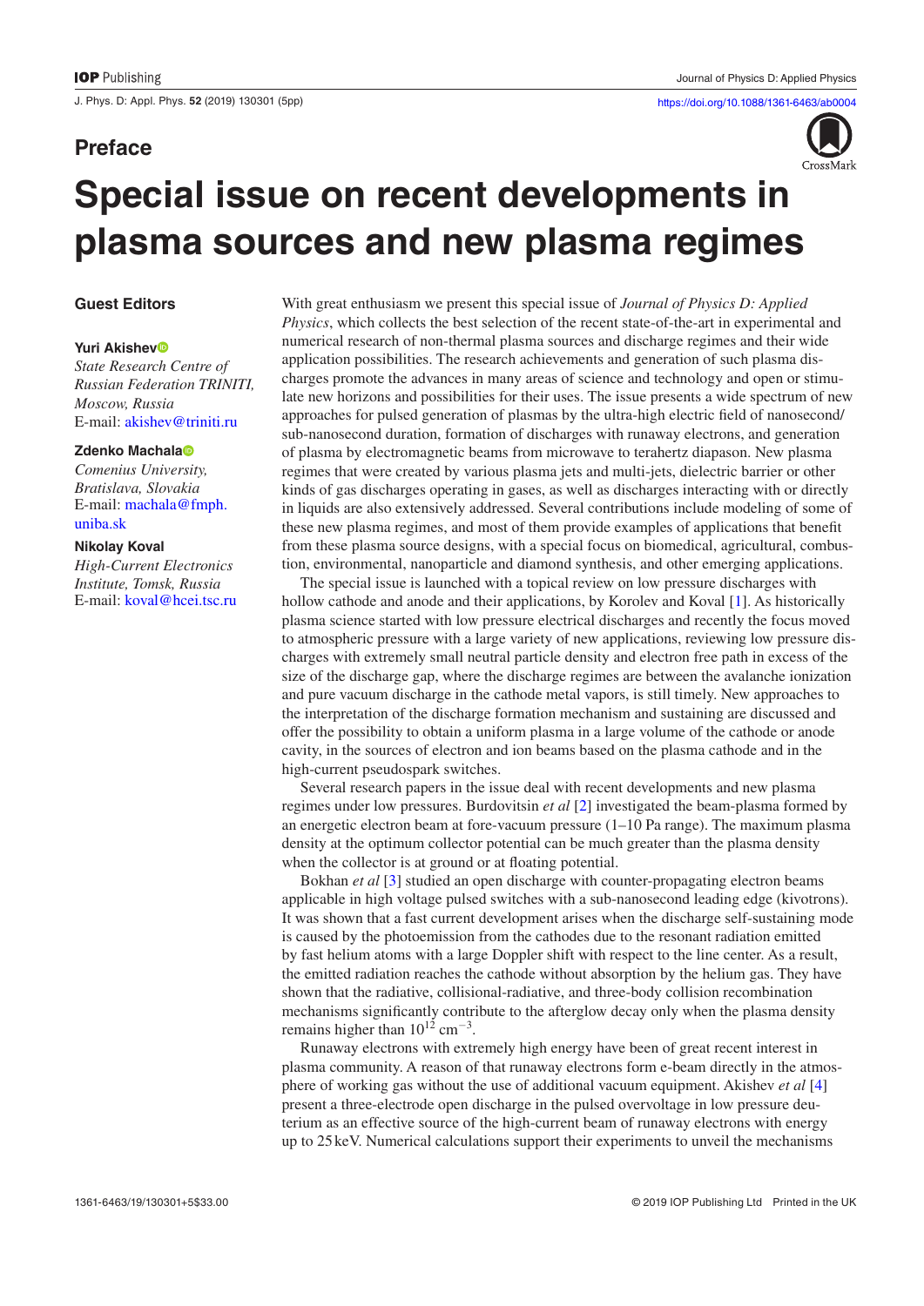## Preface

# Special issue on recent developments in plasma sources and new plasma regimes

### Guest Editors

**Yuri Akishev**
*State Research Centre of Russian Federation TRINITI, Moscow, Russia*
E-mail: akishev@triniti.ru

**Zdenko Machala**
*Comenius University, Bratislava, Slovakia*
E-mail: machala@fmph.uniba.sk

**Nikolay Koval**
*High-Current Electronics Institute, Tomsk, Russia*
E-mail: koval@hcei.tsc.ru

With great enthusiasm we present this special issue of *Journal of Physics D: Applied Physics*, which collects the best selection of the recent state-of-the-art in experimental and numerical research of non-thermal plasma sources and discharge regimes and their wide application possibilities. The research achievements and generation of such plasma discharges promote the advances in many areas of science and technology and open or stimulate new horizons and possibilities for their uses. The issue presents a wide spectrum of new approaches for pulsed generation of plasmas by the ultra-high electric field of nanosecond/sub-nanosecond duration, formation of discharges with runaway electrons, and generation of plasma by electromagnetic beams from microwave to terahertz diapason. New plasma regimes that were created by various plasma jets and multi-jets, dielectric barrier or other kinds of gas discharges operating in gases, as well as discharges interacting with or directly in liquids are also extensively addressed. Several contributions include modeling of some of these new plasma regimes, and most of them provide examples of applications that benefit from these plasma source designs, with a special focus on biomedical, agricultural, combustion, environmental, nanoparticle and diamond synthesis, and other emerging applications.

The special issue is launched with a topical review on low pressure discharges with hollow cathode and anode and their applications, by Korolev and Koval [1]. As historically plasma science started with low pressure electrical discharges and recently the focus moved to atmospheric pressure with a large variety of new applications, reviewing low pressure discharges with extremely small neutral particle density and electron free path in excess of the size of the discharge gap, where the discharge regimes are between the avalanche ionization and pure vacuum discharge in the cathode metal vapors, is still timely. New approaches to the interpretation of the discharge formation mechanism and sustaining are discussed and offer the possibility to obtain a uniform plasma in a large volume of the cathode or anode cavity, in the sources of electron and ion beams based on the plasma cathode and in the high-current pseudospark switches.

Several research papers in the issue deal with recent developments and new plasma regimes under low pressures. Burdovitsin *et al* [2] investigated the beam-plasma formed by an energetic electron beam at fore-vacuum pressure (1–10 Pa range). The maximum plasma density at the optimum collector potential can be much greater than the plasma density when the collector is at ground or at floating potential.

Bokhan *et al* [3] studied an open discharge with counter-propagating electron beams applicable in high voltage pulsed switches with a sub-nanosecond leading edge (kivotrons). It was shown that a fast current development arises when the discharge self-sustaining mode is caused by the photoemission from the cathodes due to the resonant radiation emitted by fast helium atoms with a large Doppler shift with respect to the line center. As a result, the emitted radiation reaches the cathode without absorption by the helium gas. They have shown that the radiative, collisional-radiative, and three-body collision recombination mechanisms significantly contribute to the afterglow decay only when the plasma density remains higher than $10^{12}$ cm$^{-3}$.

Runaway electrons with extremely high energy have been of great recent interest in plasma community. A reason of that runaway electrons form e-beam directly in the atmosphere of working gas without the use of additional vacuum equipment. Akishev *et al* [4] present a three-electrode open discharge in the pulsed overvoltage in low pressure deuterium as an effective source of the high-current beam of runaway electrons with energy up to 25 keV. Numerical calculations support their experiments to unveil the mechanisms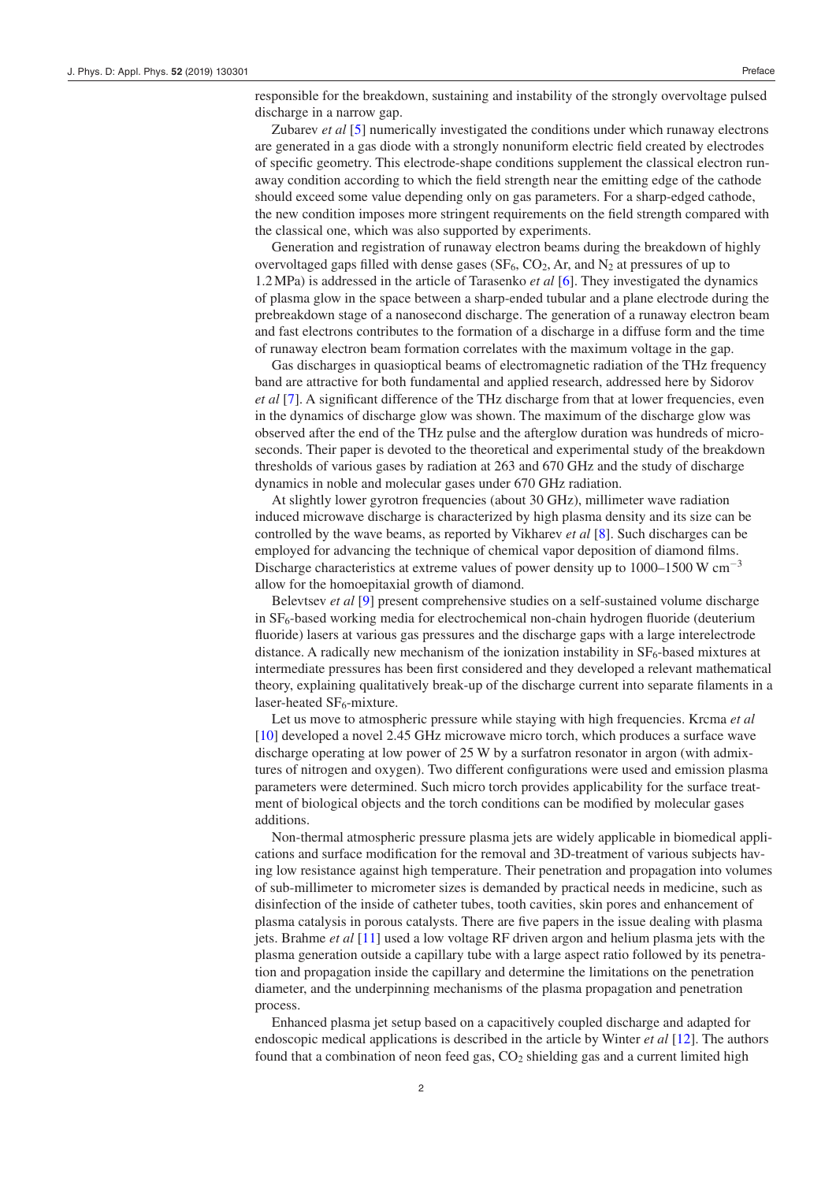responsible for the breakdown, sustaining and instability of the strongly overvoltage pulsed discharge in a narrow gap.

Zubarev *et al* [5] numerically investigated the conditions under which runaway electrons are generated in a gas diode with a strongly nonuniform electric field created by electrodes of specific geometry. This electrode-shape conditions supplement the classical electron runaway condition according to which the field strength near the emitting edge of the cathode should exceed some value depending only on gas parameters. For a sharp-edged cathode, the new condition imposes more stringent requirements on the field strength compared with the classical one, which was also supported by experiments.

Generation and registration of runaway electron beams during the breakdown of highly overvoltaged gaps filled with dense gases ($SF_6$, $CO_2$, Ar, and $N_2$ at pressures of up to 1.2 MPa) is addressed in the article of Tarasenko *et al* [6]. They investigated the dynamics of plasma glow in the space between a sharp-ended tubular and a plane electrode during the prebreakdown stage of a nanosecond discharge. The generation of a runaway electron beam and fast electrons contributes to the formation of a discharge in a diffuse form and the time of runaway electron beam formation correlates with the maximum voltage in the gap.

Gas discharges in quasioptical beams of electromagnetic radiation of the THz frequency band are attractive for both fundamental and applied research, addressed here by Sidorov *et al* [7]. A significant difference of the THz discharge from that at lower frequencies, even in the dynamics of discharge glow was shown. The maximum of the discharge glow was observed after the end of the THz pulse and the afterglow duration was hundreds of microseconds. Their paper is devoted to the theoretical and experimental study of the breakdown thresholds of various gases by radiation at 263 and 670 GHz and the study of discharge dynamics in noble and molecular gases under 670 GHz radiation.

At slightly lower gyrotron frequencies (about 30 GHz), millimeter wave radiation induced microwave discharge is characterized by high plasma density and its size can be controlled by the wave beams, as reported by Vikharev *et al* [8]. Such discharges can be employed for advancing the technique of chemical vapor deposition of diamond films. Discharge characteristics at extreme values of power density up to 1000–1500 W $cm^{-3}$ allow for the homoepitaxial growth of diamond.

Belevtsev *et al* [9] present comprehensive studies on a self-sustained volume discharge in $SF_6$-based working media for electrochemical non-chain hydrogen fluoride (deuterium fluoride) lasers at various gas pressures and the discharge gaps with a large interelectrode distance. A radically new mechanism of the ionization instability in $SF_6$-based mixtures at intermediate pressures has been first considered and they developed a relevant mathematical theory, explaining qualitatively break-up of the discharge current into separate filaments in a laser-heated $SF_6$-mixture.

Let us move to atmospheric pressure while staying with high frequencies. Krcma *et al* [10] developed a novel 2.45 GHz microwave micro torch, which produces a surface wave discharge operating at low power of 25 W by a surfatron resonator in argon (with admixtures of nitrogen and oxygen). Two different configurations were used and emission plasma parameters were determined. Such micro torch provides applicability for the surface treatment of biological objects and the torch conditions can be modified by molecular gases additions.

Non-thermal atmospheric pressure plasma jets are widely applicable in biomedical applications and surface modification for the removal and 3D-treatment of various subjects having low resistance against high temperature. Their penetration and propagation into volumes of sub-millimeter to micrometer sizes is demanded by practical needs in medicine, such as disinfection of the inside of catheter tubes, tooth cavities, skin pores and enhancement of plasma catalysis in porous catalysts. There are five papers in the issue dealing with plasma jets. Brahme *et al* [11] used a low voltage RF driven argon and helium plasma jets with the plasma generation outside a capillary tube with a large aspect ratio followed by its penetration and propagation inside the capillary and determine the limitations on the penetration diameter, and the underpinning mechanisms of the plasma propagation and penetration process.

Enhanced plasma jet setup based on a capacitively coupled discharge and adapted for endoscopic medical applications is described in the article by Winter *et al* [12]. The authors found that a combination of neon feed gas, $CO_2$ shielding gas and a current limited high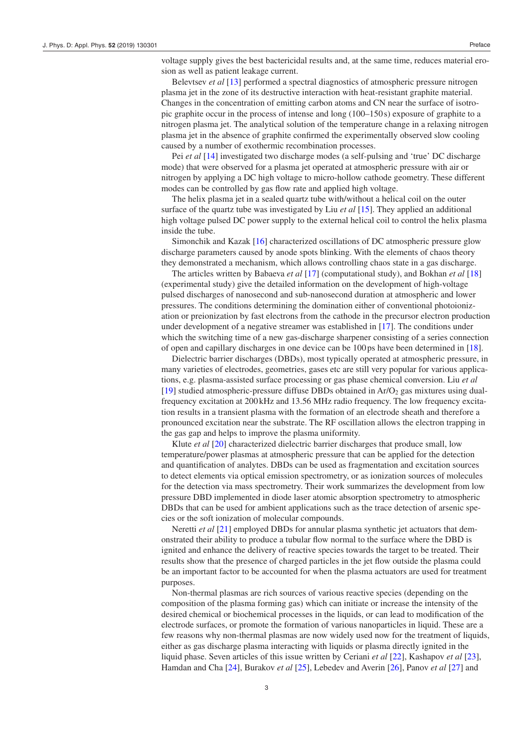voltage supply gives the best bactericidal results and, at the same time, reduces material erosion as well as patient leakage current.

Belevtsev *et al* [13] performed a spectral diagnostics of atmospheric pressure nitrogen plasma jet in the zone of its destructive interaction with heat-resistant graphite material. Changes in the concentration of emitting carbon atoms and CN near the surface of isotropic graphite occur in the process of intense and long (100–150 s) exposure of graphite to a nitrogen plasma jet. The analytical solution of the temperature change in a relaxing nitrogen plasma jet in the absence of graphite confirmed the experimentally observed slow cooling caused by a number of exothermic recombination processes.

Pei *et al* [14] investigated two discharge modes (a self-pulsing and 'true' DC discharge mode) that were observed for a plasma jet operated at atmospheric pressure with air or nitrogen by applying a DC high voltage to micro-hollow cathode geometry. These different modes can be controlled by gas flow rate and applied high voltage.

The helix plasma jet in a sealed quartz tube with/without a helical coil on the outer surface of the quartz tube was investigated by Liu *et al* [15]. They applied an additional high voltage pulsed DC power supply to the external helical coil to control the helix plasma inside the tube.

Simonchik and Kazak [16] characterized oscillations of DC atmospheric pressure glow discharge parameters caused by anode spots blinking. With the elements of chaos theory they demonstrated a mechanism, which allows controlling chaos state in a gas discharge.

The articles written by Babaeva *et al* [17] (computational study), and Bokhan *et al* [18] (experimental study) give the detailed information on the development of high-voltage pulsed discharges of nanosecond and sub-nanosecond duration at atmospheric and lower pressures. The conditions determining the domination either of conventional photoionization or preionization by fast electrons from the cathode in the precursor electron production under development of a negative streamer was established in [17]. The conditions under which the switching time of a new gas-discharge sharpener consisting of a series connection of open and capillary discharges in one device can be 100 ps have been determined in [18].

Dielectric barrier discharges (DBDs), most typically operated at atmospheric pressure, in many varieties of electrodes, geometries, gases etc are still very popular for various applications, e.g. plasma-assisted surface processing or gas phase chemical conversion. Liu *et al* [19] studied atmospheric-pressure diffuse DBDs obtained in $Ar/O_2$ gas mixtures using dual-frequency excitation at 200 kHz and 13.56 MHz radio frequency. The low frequency excitation results in a transient plasma with the formation of an electrode sheath and therefore a pronounced excitation near the substrate. The RF oscillation allows the electron trapping in the gas gap and helps to improve the plasma uniformity.

Klute *et al* [20] characterized dielectric barrier discharges that produce small, low temperature/power plasmas at atmospheric pressure that can be applied for the detection and quantification of analytes. DBDs can be used as fragmentation and excitation sources to detect elements via optical emission spectrometry, or as ionization sources of molecules for the detection via mass spectrometry. Their work summarizes the development from low pressure DBD implemented in diode laser atomic absorption spectrometry to atmospheric DBDs that can be used for ambient applications such as the trace detection of arsenic species or the soft ionization of molecular compounds.

Neretti *et al* [21] employed DBDs for annular plasma synthetic jet actuators that demonstrated their ability to produce a tubular flow normal to the surface where the DBD is ignited and enhance the delivery of reactive species towards the target to be treated. Their results show that the presence of charged particles in the jet flow outside the plasma could be an important factor to be accounted for when the plasma actuators are used for treatment purposes.

Non-thermal plasmas are rich sources of various reactive species (depending on the composition of the plasma forming gas) which can initiate or increase the intensity of the desired chemical or biochemical processes in the liquids, or can lead to modification of the electrode surfaces, or promote the formation of various nanoparticles in liquid. These are a few reasons why non-thermal plasmas are now widely used now for the treatment of liquids, either as gas discharge plasma interacting with liquids or plasma directly ignited in the liquid phase. Seven articles of this issue written by Ceriani *et al* [22], Kashapov *et al* [23], Hamdan and Cha [24], Burakov *et al* [25], Lebedev and Averin [26], Panov *et al* [27] and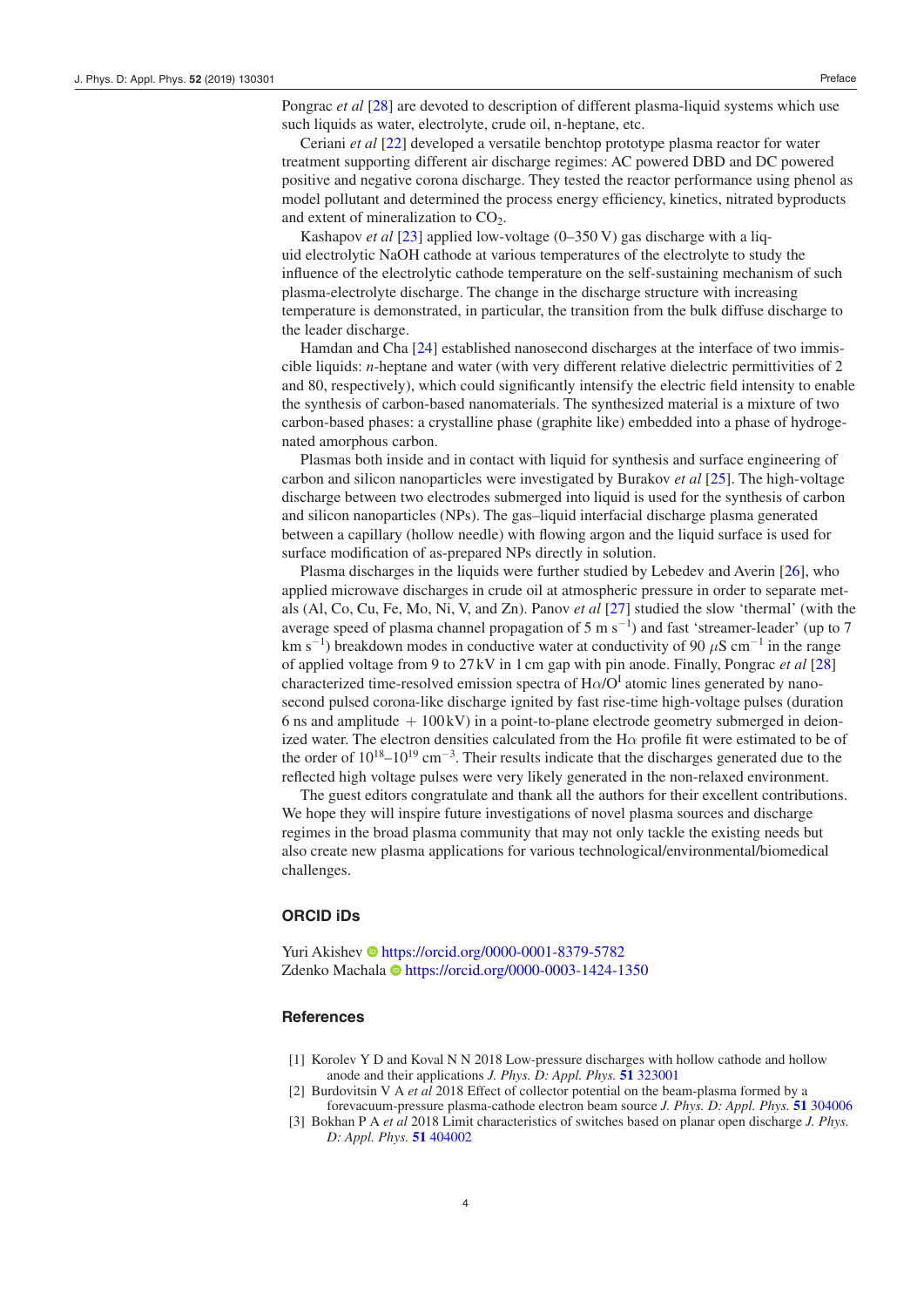Pongrac *et al* [28] are devoted to description of different plasma-liquid systems which use such liquids as water, electrolyte, crude oil, n-heptane, etc.

Ceriani *et al* [22] developed a versatile benchtop prototype plasma reactor for water treatment supporting different air discharge regimes: AC powered DBD and DC powered positive and negative corona discharge. They tested the reactor performance using phenol as model pollutant and determined the process energy efficiency, kinetics, nitrated byproducts and extent of mineralization to $CO_2$.

Kashapov *et al* [23] applied low-voltage (0–350 V) gas discharge with a liquid electrolytic NaOH cathode at various temperatures of the electrolyte to study the influence of the electrolytic cathode temperature on the self-sustaining mechanism of such plasma-electrolyte discharge. The change in the discharge structure with increasing temperature is demonstrated, in particular, the transition from the bulk diffuse discharge to the leader discharge.

Hamdan and Cha [24] established nanosecond discharges at the interface of two immiscible liquids: *n*-heptane and water (with very different relative dielectric permittivities of 2 and 80, respectively), which could significantly intensify the electric field intensity to enable the synthesis of carbon-based nanomaterials. The synthesized material is a mixture of two carbon-based phases: a crystalline phase (graphite like) embedded into a phase of hydrogenated amorphous carbon.

Plasmas both inside and in contact with liquid for synthesis and surface engineering of carbon and silicon nanoparticles were investigated by Burakov *et al* [25]. The high-voltage discharge between two electrodes submerged into liquid is used for the synthesis of carbon and silicon nanoparticles (NPs). The gas–liquid interfacial discharge plasma generated between a capillary (hollow needle) with flowing argon and the liquid surface is used for surface modification of as-prepared NPs directly in solution.

Plasma discharges in the liquids were further studied by Lebedev and Averin [26], who applied microwave discharges in crude oil at atmospheric pressure in order to separate metals (Al, Co, Cu, Fe, Mo, Ni, V, and Zn). Panov *et al* [27] studied the slow 'thermal' (with the average speed of plasma channel propagation of 5 m $s^{-1}$) and fast 'streamer-leader' (up to 7 km $s^{-1}$) breakdown modes in conductive water at conductivity of 90 $\mu$S $cm^{-1}$ in the range of applied voltage from 9 to 27 kV in 1 cm gap with pin anode. Finally, Pongrac *et al* [28] characterized time-resolved emission spectra of $H\alpha/O^I$ atomic lines generated by nanosecond pulsed corona-like discharge ignited by fast rise-time high-voltage pulses (duration 6 ns and amplitude + 100 kV) in a point-to-plane electrode geometry submerged in deionized water. The electron densities calculated from the $H\alpha$ profile fit were estimated to be of the order of $10^{18}$–$10^{19}$ $cm^{-3}$. Their results indicate that the discharges generated due to the reflected high voltage pulses were very likely generated in the non-relaxed environment.

The guest editors congratulate and thank all the authors for their excellent contributions. We hope they will inspire future investigations of novel plasma sources and discharge regimes in the broad plasma community that may not only tackle the existing needs but also create new plasma applications for various technological/environmental/biomedical challenges.

## ORCID iDs

Yuri Akishev https://orcid.org/0000-0001-8379-5782
Zdenko Machala https://orcid.org/0000-0003-1424-1350

## References

[1] Korolev Y D and Koval N N 2018 Low-pressure discharges with hollow cathode and hollow anode and their applications *J. Phys. D: Appl. Phys.* **51** 323001

[2] Burdovitsin V A *et al* 2018 Effect of collector potential on the beam-plasma formed by a forevacuum-pressure plasma-cathode electron beam source *J. Phys. D: Appl. Phys.* **51** 304006

[3] Bokhan P A *et al* 2018 Limit characteristics of switches based on planar open discharge *J. Phys. D: Appl. Phys.* **51** 404002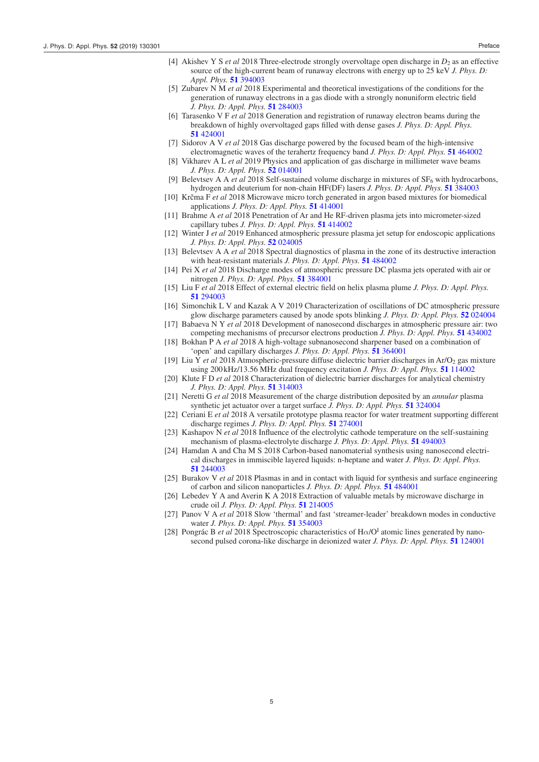[4] Akishev Y S *et al* 2018 Three-electrode strongly overvoltage open discharge in $D_2$ as an effective source of the high-current beam of runaway electrons with energy up to 25 keV *J. Phys. D: Appl. Phys.* **51** 394003

[5] Zubarev N M *et al* 2018 Experimental and theoretical investigations of the conditions for the generation of runaway electrons in a gas diode with a strongly nonuniform electric field *J. Phys. D: Appl. Phys.* **51** 284003

[6] Tarasenko V F *et al* 2018 Generation and registration of runaway electron beams during the breakdown of highly overvoltaged gaps filled with dense gases *J. Phys. D: Appl. Phys.* **51** 424001

[7] Sidorov A V *et al* 2018 Gas discharge powered by the focused beam of the high-intensive electromagnetic waves of the terahertz frequency band *J. Phys. D: Appl. Phys.* **51** 464002

[8] Vikharev A L *et al* 2019 Physics and application of gas discharge in millimeter wave beams *J. Phys. D: Appl. Phys.* **52** 014001

[9] Belevtsev A A *et al* 2018 Self-sustained volume discharge in mixtures of $SF_6$ with hydrocarbons, hydrogen and deuterium for non-chain HF(DF) lasers *J. Phys. D: Appl. Phys.* **51** 384003

[10] Krčma F *et al* 2018 Microwave micro torch generated in argon based mixtures for biomedical applications *J. Phys. D: Appl. Phys.* **51** 414001

[11] Brahme A *et al* 2018 Penetration of Ar and He RF-driven plasma jets into micrometer-sized capillary tubes *J. Phys. D: Appl. Phys.* **51** 414002

[12] Winter J *et al* 2019 Enhanced atmospheric pressure plasma jet setup for endoscopic applications *J. Phys. D: Appl. Phys.* **52** 024005

[13] Belevtsev A A *et al* 2018 Spectral diagnostics of plasma in the zone of its destructive interaction with heat-resistant materials *J. Phys. D: Appl. Phys.* **51** 484002

[14] Pei X *et al* 2018 Discharge modes of atmospheric pressure DC plasma jets operated with air or nitrogen *J. Phys. D: Appl. Phys.* **51** 384001

[15] Liu F *et al* 2018 Effect of external electric field on helix plasma plume *J. Phys. D: Appl. Phys.* **51** 294003

[16] Simonchik L V and Kazak A V 2019 Characterization of oscillations of DC atmospheric pressure glow discharge parameters caused by anode spots blinking *J. Phys. D: Appl. Phys.* **52** 024004

[17] Babaeva N Y *et al* 2018 Development of nanosecond discharges in atmospheric pressure air: two competing mechanisms of precursor electrons production *J. Phys. D: Appl. Phys.* **51** 434002

[18] Bokhan P A *et al* 2018 A high-voltage subnanosecond sharpener based on a combination of 'open' and capillary discharges *J. Phys. D: Appl. Phys.* **51** 364001

[19] Liu Y *et al* 2018 Atmospheric-pressure diffuse dielectric barrier discharges in $Ar/O_2$ gas mixture using 200 kHz/13.56 MHz dual frequency excitation *J. Phys. D: Appl. Phys.* **51** 114002

[20] Klute F D *et al* 2018 Characterization of dielectric barrier discharges for analytical chemistry *J. Phys. D: Appl. Phys.* **51** 314003

[21] Neretti G *et al* 2018 Measurement of the charge distribution deposited by an *annular* plasma synthetic jet actuator over a target surface *J. Phys. D: Appl. Phys.* **51** 324004

[22] Ceriani E *et al* 2018 A versatile prototype plasma reactor for water treatment supporting different discharge regimes *J. Phys. D: Appl. Phys.* **51** 274001

[23] Kashapov N *et al* 2018 Influence of the electrolytic cathode temperature on the self-sustaining mechanism of plasma-electrolyte discharge *J. Phys. D: Appl. Phys.* **51** 494003

[24] Hamdan A and Cha M S 2018 Carbon-based nanomaterial synthesis using nanosecond electrical discharges in immiscible layered liquids: n-heptane and water *J. Phys. D: Appl. Phys.* **51** 244003

[25] Burakov V *et al* 2018 Plasmas in and in contact with liquid for synthesis and surface engineering of carbon and silicon nanoparticles *J. Phys. D: Appl. Phys.* **51** 484001

[26] Lebedev Y A and Averin K A 2018 Extraction of valuable metals by microwave discharge in crude oil *J. Phys. D: Appl. Phys.* **51** 214005

[27] Panov V A *et al* 2018 Slow 'thermal' and fast 'streamer-leader' breakdown modes in conductive water *J. Phys. D: Appl. Phys.* **51** 354003

[28] Pongrác B *et al* 2018 Spectroscopic characteristics of $H\alpha/O^{I}$ atomic lines generated by nanosecond pulsed corona-like discharge in deionized water *J. Phys. D: Appl. Phys.* **51** 124001